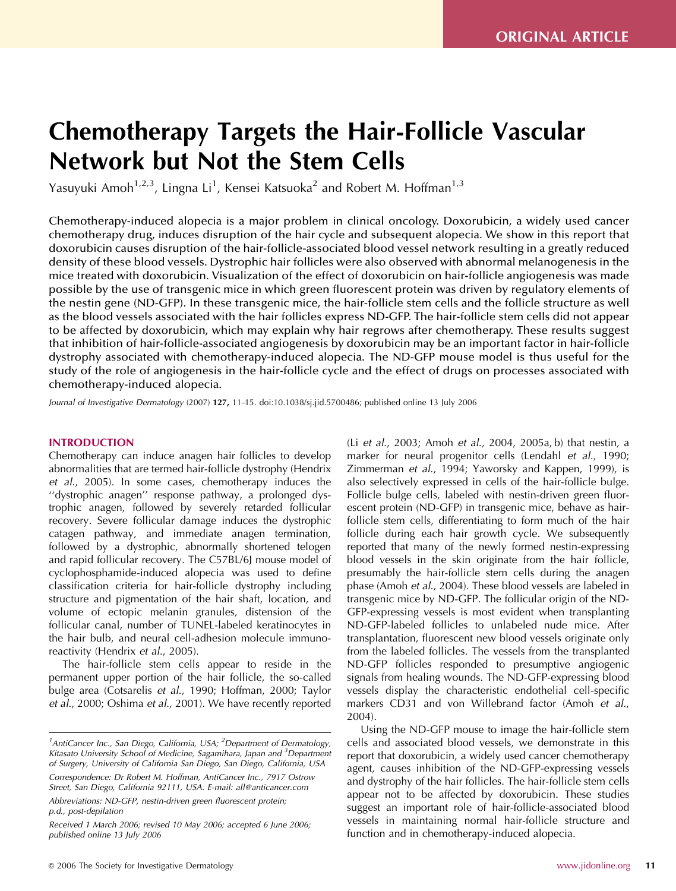ORIGINAL ARTICLE

# Chemotherapy Targets the Hair-Follicle Vascular Network but Not the Stem Cells

Yasuyuki Amoh[1,2,3], Lingna Li[1], Kensei Katsuoka[2] and Robert M. Hoffman[1,3]

Chemotherapy-induced alopecia is a major problem in clinical oncology. Doxorubicin, a widely used cancer chemotherapy drug, induces disruption of the hair cycle and subsequent alopecia. We show in this report that doxorubicin causes disruption of the hair-follicle-associated blood vessel network resulting in a greatly reduced density of these blood vessels. Dystrophic hair follicles were also observed with abnormal melanogenesis in the mice treated with doxorubicin. Visualization of the effect of doxorubicin on hair-follicle angiogenesis was made possible by the use of transgenic mice in which green fluorescent protein was driven by regulatory elements of the nestin gene (ND-GFP). In these transgenic mice, the hair-follicle stem cells and the follicle structure as well as the blood vessels associated with the hair follicles express ND-GFP. The hair-follicle stem cells did not appear to be affected by doxorubicin, which may explain why hair regrows after chemotherapy. These results suggest that inhibition of hair-follicle-associated angiogenesis by doxorubicin may be an important factor in hair-follicle dystrophy associated with chemotherapy-induced alopecia. The ND-GFP mouse model is thus useful for the study of the role of angiogenesis in the hair-follicle cycle and the effect of drugs on processes associated with chemotherapy-induced alopecia.

*Journal of Investigative Dermatology* (2007) **127,** 11–15. doi:10.1038/sj.jid.5700486; published online 13 July 2006

## INTRODUCTION

Chemotherapy can induce anagen hair follicles to develop abnormalities that are termed hair-follicle dystrophy (Hendrix *et al.*, 2005). In some cases, chemotherapy induces the "dystrophic anagen" response pathway, a prolonged dystrophic anagen, followed by severely retarded follicular recovery. Severe follicular damage induces the dystrophic catagen pathway, and immediate anagen termination, followed by a dystrophic, abnormally shortened telogen and rapid follicular recovery. The C57BL/6J mouse model of cyclophosphamide-induced alopecia was used to define classification criteria for hair-follicle dystrophy including structure and pigmentation of the hair shaft, location, and volume of ectopic melanin granules, distension of the follicular canal, number of TUNEL-labeled keratinocytes in the hair bulb, and neural cell-adhesion molecule immunoreactivity (Hendrix *et al.*, 2005).

The hair-follicle stem cells appear to reside in the permanent upper portion of the hair follicle, the so-called bulge area (Cotsarelis *et al.*, 1990; Hoffman, 2000; Taylor *et al.*, 2000; Oshima *et al.*, 2001). We have recently reported (Li *et al.*, 2003; Amoh *et al.*, 2004, 2005a, b) that nestin, a marker for neural progenitor cells (Lendahl *et al.*, 1990; Zimmerman *et al.*, 1994; Yaworsky and Kappen, 1999), is also selectively expressed in cells of the hair-follicle bulge. Follicle bulge cells, labeled with nestin-driven green fluorescent protein (ND-GFP) in transgenic mice, behave as hair-follicle stem cells, differentiating to form much of the hair follicle during each hair growth cycle. We subsequently reported that many of the newly formed nestin-expressing blood vessels in the skin originate from the hair follicle, presumably the hair-follicle stem cells during the anagen phase (Amoh *et al.*, 2004). These blood vessels are labeled in transgenic mice by ND-GFP. The follicular origin of the ND-GFP-expressing vessels is most evident when transplanting ND-GFP-labeled follicles to unlabeled nude mice. After transplantation, fluorescent new blood vessels originate only from the labeled follicles. The vessels from the transplanted ND-GFP follicles responded to presumptive angiogenic signals from healing wounds. The ND-GFP-expressing blood vessels display the characteristic endothelial cell-specific markers CD31 and von Willebrand factor (Amoh *et al.*, 2004).

Using the ND-GFP mouse to image the hair-follicle stem cells and associated blood vessels, we demonstrate in this report that doxorubicin, a widely used cancer chemotherapy agent, causes inhibition of the ND-GFP-expressing vessels and dystrophy of the hair follicles. The hair-follicle stem cells appear not to be affected by doxorubicin. These studies suggest an important role of hair-follicle-associated blood vessels in maintaining normal hair-follicle structure and function and in chemotherapy-induced alopecia.

[1]AntiCancer Inc., San Diego, California, USA; [2]Department of Dermatology, Kitasato University School of Medicine, Sagamihara, Japan and [3]Department of Surgery, University of California San Diego, San Diego, California, USA

Correspondence: Dr Robert M. Hoffman, AntiCancer Inc., 7917 Ostrow Street, San Diego, California 92111, USA. E-mail: all@anticancer.com

Abbreviations: ND-GFP, nestin-driven green fluorescent protein; p.d., post-depilation

Received 1 March 2006; revised 10 May 2006; accepted 6 June 2006; published online 13 July 2006

© 2006 The Society for Investigative Dermatology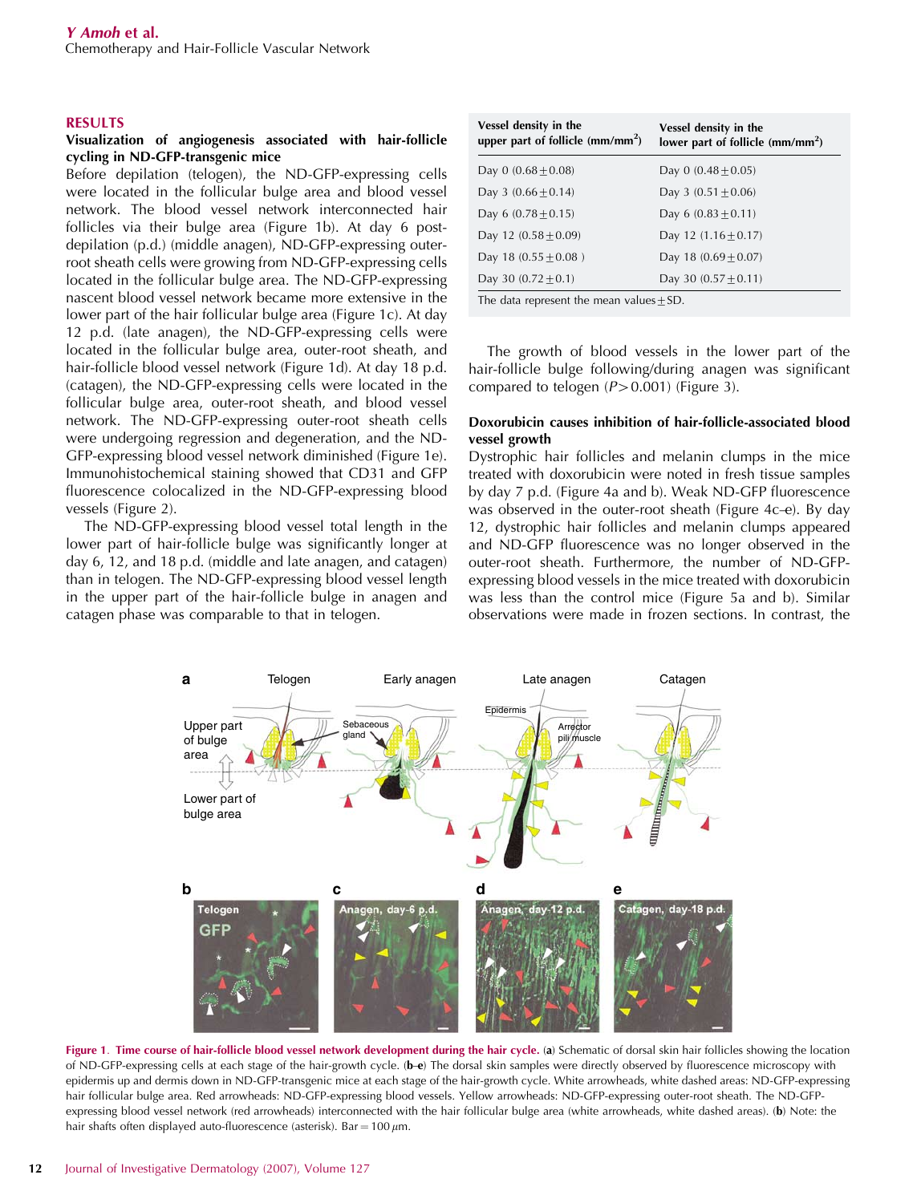## RESULTS

### Visualization of angiogenesis associated with hair-follicle cycling in ND-GFP-transgenic mice

Before depilation (telogen), the ND-GFP-expressing cells were located in the follicular bulge area and blood vessel network. The blood vessel network interconnected hair follicles via their bulge area (Figure 1b). At day 6 post-depilation (p.d.) (middle anagen), ND-GFP-expressing outer-root sheath cells were growing from ND-GFP-expressing cells located in the follicular bulge area. The ND-GFP-expressing nascent blood vessel network became more extensive in the lower part of the hair follicular bulge area (Figure 1c). At day 12 p.d. (late anagen), the ND-GFP-expressing cells were located in the follicular bulge area, outer-root sheath, and hair-follicle blood vessel network (Figure 1d). At day 18 p.d. (catagen), the ND-GFP-expressing cells were located in the follicular bulge area, outer-root sheath, and blood vessel network. The ND-GFP-expressing outer-root sheath cells were undergoing regression and degeneration, and the ND-GFP-expressing blood vessel network diminished (Figure 1e). Immunohistochemical staining showed that CD31 and GFP fluorescence colocalized in the ND-GFP-expressing blood vessels (Figure 2).

The ND-GFP-expressing blood vessel total length in the lower part of hair-follicle bulge was significantly longer at day 6, 12, and 18 p.d. (middle and late anagen, and catagen) than in telogen. The ND-GFP-expressing blood vessel length in the upper part of the hair-follicle bulge in anagen and catagen phase was comparable to that in telogen.

| Vessel density in the upper part of follicle (mm/mm$^2$) | Vessel density in the lower part of follicle (mm/mm$^2$) |
|---|---|
| Day 0 (0.68±0.08) | Day 0 (0.48±0.05) |
| Day 3 (0.66±0.14) | Day 3 (0.51±0.06) |
| Day 6 (0.78±0.15) | Day 6 (0.83±0.11) |
| Day 12 (0.58±0.09) | Day 12 (1.16±0.17) |
| Day 18 (0.55±0.08 ) | Day 18 (0.69±0.07) |
| Day 30 (0.72±0.1) | Day 30 (0.57±0.11) |

The data represent the mean values±SD.

The growth of blood vessels in the lower part of the hair-follicle bulge following/during anagen was significant compared to telogen ($P>0.001$) (Figure 3).

### Doxorubicin causes inhibition of hair-follicle-associated blood vessel growth

Dystrophic hair follicles and melanin clumps in the mice treated with doxorubicin were noted in fresh tissue samples by day 7 p.d. (Figure 4a and b). Weak ND-GFP fluorescence was observed in the outer-root sheath (Figure 4c–e). By day 12, dystrophic hair follicles and melanin clumps appeared and ND-GFP fluorescence was no longer observed in the outer-root sheath. Furthermore, the number of ND-GFP-expressing blood vessels in the mice treated with doxorubicin was less than the control mice (Figure 5a and b). Similar observations were made in frozen sections. In contrast, the

**Figure 1. Time course of hair-follicle blood vessel network development during the hair cycle.** (**a**) Schematic of dorsal skin hair follicles showing the location of ND-GFP-expressing cells at each stage of the hair-growth cycle. (**b–e**) The dorsal skin samples were directly observed by fluorescence microscopy with epidermis up and dermis down in ND-GFP-transgenic mice at each stage of the hair-growth cycle. White arrowheads, white dashed areas: ND-GFP-expressing hair follicular bulge area. Red arrowheads: ND-GFP-expressing blood vessels. Yellow arrowheads: ND-GFP-expressing outer-root sheath. The ND-GFP-expressing blood vessel network (red arrowheads) interconnected with the hair follicular bulge area (white arrowheads, white dashed areas). (**b**) Note: the hair shafts often displayed auto-fluorescence (asterisk). Bar = 100 μm.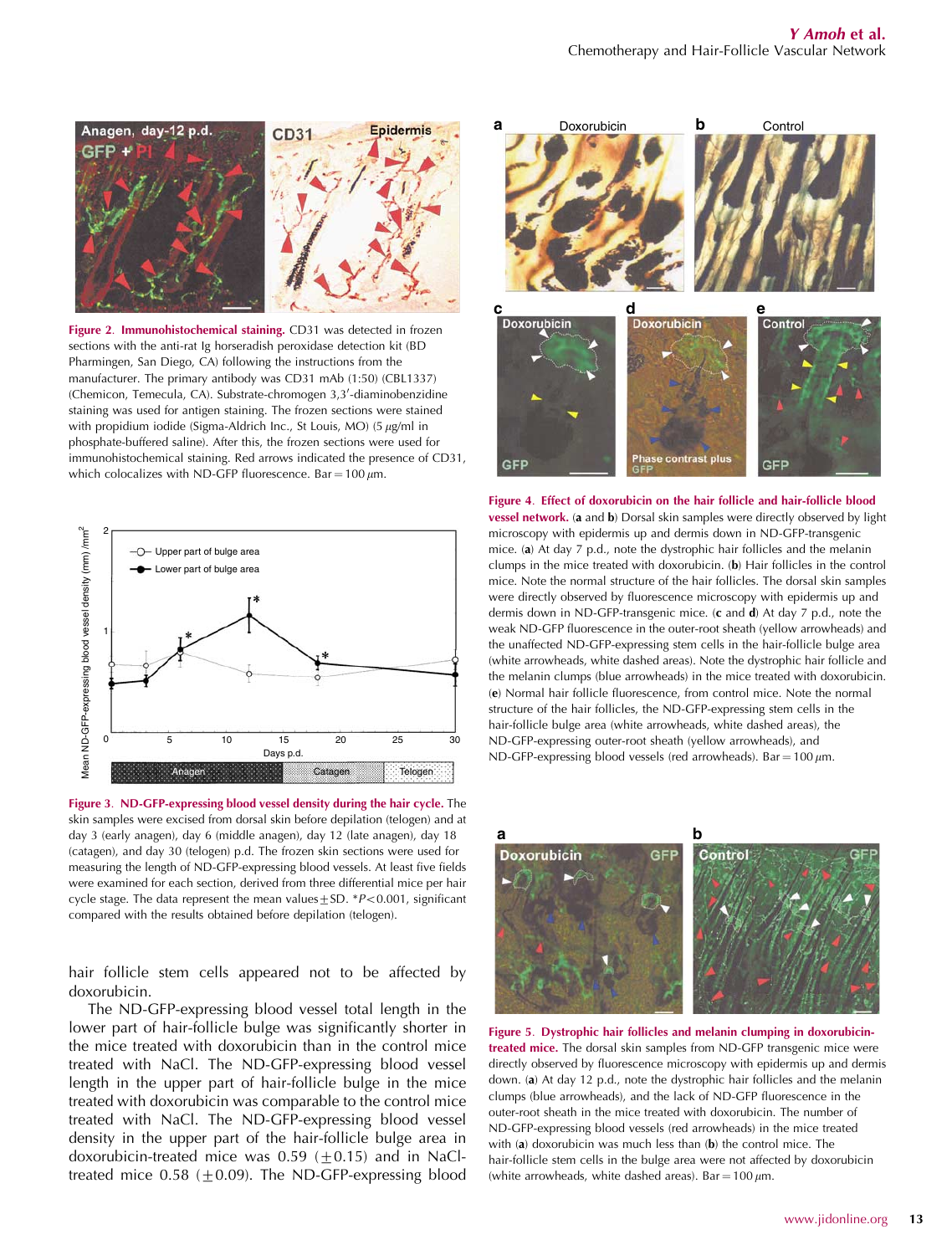Anagen, day-12 p.d.

GFP + PI

CD31

Epidermis

**Figure 2. Immunohistochemical staining.** CD31 was detected in frozen sections with the anti-rat Ig horseradish peroxidase detection kit (BD Pharmingen, San Diego, CA) following the instructions from the manufacturer. The primary antibody was CD31 mAb (1:50) (CBL1337) (Chemicon, Temecula, CA). Substrate-chromogen 3,3′-diaminobenzidine staining was used for antigen staining. The frozen sections were stained with propidium iodide (Sigma-Aldrich Inc., St Louis, MO) (5 $\mu$g/ml in phosphate-buffered saline). After this, the frozen sections were used for immunohistochemical staining. Red arrows indicated the presence of CD31, which colocalizes with ND-GFP fluorescence. Bar = 100 $\mu$m.

Mean ND-GFP-expressing blood vessel density (mm) /mm$^2$

2

1

0

Upper part of bulge area

Lower part of bulge area

*

*

*

0 5 10 15 20 25 30

Days p.d.

Anagen

Catagen

Telogen

**Figure 3. ND-GFP-expressing blood vessel density during the hair cycle.** The skin samples were excised from dorsal skin before depilation (telogen) and at day 3 (early anagen), day 6 (middle anagen), day 12 (late anagen), day 18 (catagen), and day 30 (telogen) p.d. The frozen skin sections were used for measuring the length of ND-GFP-expressing blood vessels. At least five fields were examined for each section, derived from three differential mice per hair cycle stage. The data represent the mean values±SD. *$P<0.001$, significant compared with the results obtained before depilation (telogen).

hair follicle stem cells appeared not to be affected by doxorubicin.

The ND-GFP-expressing blood vessel total length in the lower part of hair-follicle bulge was significantly shorter in the mice treated with doxorubicin than in the control mice treated with NaCl. The ND-GFP-expressing blood vessel length in the upper part of hair-follicle bulge in the mice treated with doxorubicin was comparable to the control mice treated with NaCl. The ND-GFP-expressing blood vessel density in the upper part of the hair-follicle bulge area in doxorubicin-treated mice was 0.59 (±0.15) and in NaCl-treated mice 0.58 (±0.09). The ND-GFP-expressing blood

a Doxorubicin

b Control

c Doxorubicin GFP

d Doxorubicin Phase contrast plus GFP

e Control GFP

**Figure 4. Effect of doxorubicin on the hair follicle and hair-follicle blood vessel network.** (**a** and **b**) Dorsal skin samples were directly observed by light microscopy with epidermis up and dermis down in ND-GFP-transgenic mice. (**a**) At day 7 p.d., note the dystrophic hair follicles and the melanin clumps in the mice treated with doxorubicin. (**b**) Hair follicles in the control mice. Note the normal structure of the hair follicles. The dorsal skin samples were directly observed by fluorescence microscopy with epidermis up and dermis down in ND-GFP-transgenic mice. (**c** and **d**) At day 7 p.d., note the weak ND-GFP fluorescence in the outer-root sheath (yellow arrowheads) and the unaffected ND-GFP-expressing stem cells in the hair-follicle bulge area (white arrowheads, white dashed areas). Note the dystrophic hair follicle and the melanin clumps (blue arrowheads) in the mice treated with doxorubicin. (**e**) Normal hair follicle fluorescence, from control mice. Note the normal structure of the hair follicles, the ND-GFP-expressing stem cells in the hair-follicle bulge area (white arrowheads, white dashed areas), the ND-GFP-expressing outer-root sheath (yellow arrowheads), and ND-GFP-expressing blood vessels (red arrowheads). Bar = 100 $\mu$m.

a Doxorubicin GFP

b Control GFP

**Figure 5. Dystrophic hair follicles and melanin clumping in doxorubicin-treated mice.** The dorsal skin samples from ND-GFP transgenic mice were directly observed by fluorescence microscopy with epidermis up and dermis down. (**a**) At day 12 p.d., note the dystrophic hair follicles and the melanin clumps (blue arrowheads), and the lack of ND-GFP fluorescence in the outer-root sheath in the mice treated with doxorubicin. The number of ND-GFP-expressing blood vessels (red arrowheads) in the mice treated with (**a**) doxorubicin was much less than (**b**) the control mice. The hair-follicle stem cells in the bulge area were not affected by doxorubicin (white arrowheads, white dashed areas). Bar = 100 $\mu$m.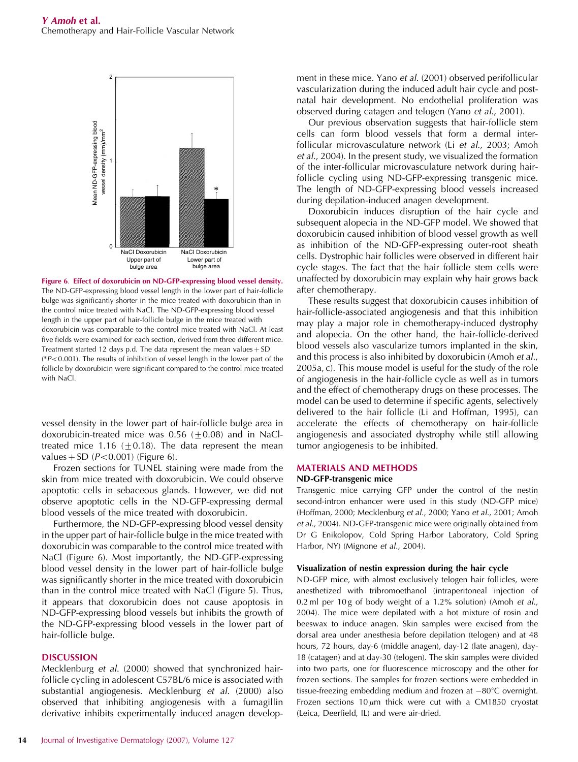2

1

0

Mean ND-GFP-expressing blood vessel density (mm)/mm$^2$

*

NaCl Doxorubicin
Upper part of bulge area

NaCl Doxorubicin
Lower part of bulge area

**Figure 6. Effect of doxorubicin on ND-GFP-expressing blood vessel density.** The ND-GFP-expressing blood vessel length in the lower part of hair-follicle bulge was significantly shorter in the mice treated with doxorubicin than in the control mice treated with NaCl. The ND-GFP-expressing blood vessel length in the upper part of hair-follicle bulge in the mice treated with doxorubicin was comparable to the control mice treated with NaCl. At least five fields were examined for each section, derived from three different mice. Treatment started 12 days p.d. The data represent the mean values + SD (*$P<0.001$). The results of inhibition of vessel length in the lower part of the follicle by doxorubicin were significant compared to the control mice treated with NaCl.

vessel density in the lower part of hair-follicle bulge area in doxorubicin-treated mice was 0.56 (±0.08) and in NaCl-treated mice 1.16 (±0.18). The data represent the mean values + SD ($P<0.001$) (Figure 6).

Frozen sections for TUNEL staining were made from the skin from mice treated with doxorubicin. We could observe apoptotic cells in sebaceous glands. However, we did not observe apoptotic cells in the ND-GFP-expressing dermal blood vessels of the mice treated with doxorubicin.

Furthermore, the ND-GFP-expressing blood vessel density in the upper part of hair-follicle bulge in the mice treated with doxorubicin was comparable to the control mice treated with NaCl (Figure 6). Most importantly, the ND-GFP-expressing blood vessel density in the lower part of hair-follicle bulge was significantly shorter in the mice treated with doxorubicin than in the control mice treated with NaCl (Figure 5). Thus, it appears that doxorubicin does not cause apoptosis in ND-GFP-expressing blood vessels but inhibits the growth of the ND-GFP-expressing blood vessels in the lower part of hair-follicle bulge.

## DISCUSSION

Mecklenburg *et al.* (2000) showed that synchronized hair-follicle cycling in adolescent C57BL/6 mice is associated with substantial angiogenesis. Mecklenburg *et al.* (2000) also observed that inhibiting angiogenesis with a fumagillin derivative inhibits experimentally induced anagen development in these mice. Yano *et al.* (2001) observed perifollicular vascularization during the induced adult hair cycle and postnatal hair development. No endothelial proliferation was observed during catagen and telogen (Yano *et al.*, 2001).

Our previous observation suggests that hair-follicle stem cells can form blood vessels that form a dermal inter-follicular microvasculature network (Li *et al.*, 2003; Amoh *et al.*, 2004). In the present study, we visualized the formation of the inter-follicular microvasculature network during hair-follicle cycling using ND-GFP-expressing transgenic mice. The length of ND-GFP-expressing blood vessels increased during depilation-induced anagen development.

Doxorubicin induces disruption of the hair cycle and subsequent alopecia in the ND-GFP model. We showed that doxorubicin caused inhibition of blood vessel growth as well as inhibition of the ND-GFP-expressing outer-root sheath cells. Dystrophic hair follicles were observed in different hair cycle stages. The fact that the hair follicle stem cells were unaffected by doxorubicin may explain why hair grows back after chemotherapy.

These results suggest that doxorubicin causes inhibition of hair-follicle-associated angiogenesis and that this inhibition may play a major role in chemotherapy-induced dystrophy and alopecia. On the other hand, the hair-follicle-derived blood vessels also vascularize tumors implanted in the skin, and this process is also inhibited by doxorubicin (Amoh *et al.*, 2005a, c). This mouse model is useful for the study of the role of angiogenesis in the hair-follicle cycle as well as in tumors and the effect of chemotherapy drugs on these processes. The model can be used to determine if specific agents, selectively delivered to the hair follicle (Li and Hoffman, 1995), can accelerate the effects of chemotherapy on hair-follicle angiogenesis and associated dystrophy while still allowing tumor angiogenesis to be inhibited.

## MATERIALS AND METHODS

### ND-GFP-transgenic mice

Transgenic mice carrying GFP under the control of the nestin second-intron enhancer were used in this study (ND-GFP mice) (Hoffman, 2000; Mecklenburg *et al.*, 2000; Yano *et al.*, 2001; Amoh *et al.*, 2004). ND-GFP-transgenic mice were originally obtained from Dr G Enikolopov, Cold Spring Harbor Laboratory, Cold Spring Harbor, NY) (Mignone *et al.*, 2004).

### Visualization of nestin expression during the hair cycle

ND-GFP mice, with almost exclusively telogen hair follicles, were anesthetized with tribromoethanol (intraperitoneal injection of 0.2 ml per 10 g of body weight of a 1.2% solution) (Amoh *et al.*, 2004). The mice were depilated with a hot mixture of rosin and beeswax to induce anagen. Skin samples were excised from the dorsal area under anesthesia before depilation (telogen) and at 48 hours, 72 hours, day-6 (middle anagen), day-12 (late anagen), day-18 (catagen) and at day-30 (telogen). The skin samples were divided into two parts, one for fluorescence microscopy and the other for frozen sections. The samples for frozen sections were embedded in tissue-freezing embedding medium and frozen at −80°C overnight. Frozen sections 10 $\mu$m thick were cut with a CM1850 cryostat (Leica, Deerfield, IL) and were air-dried.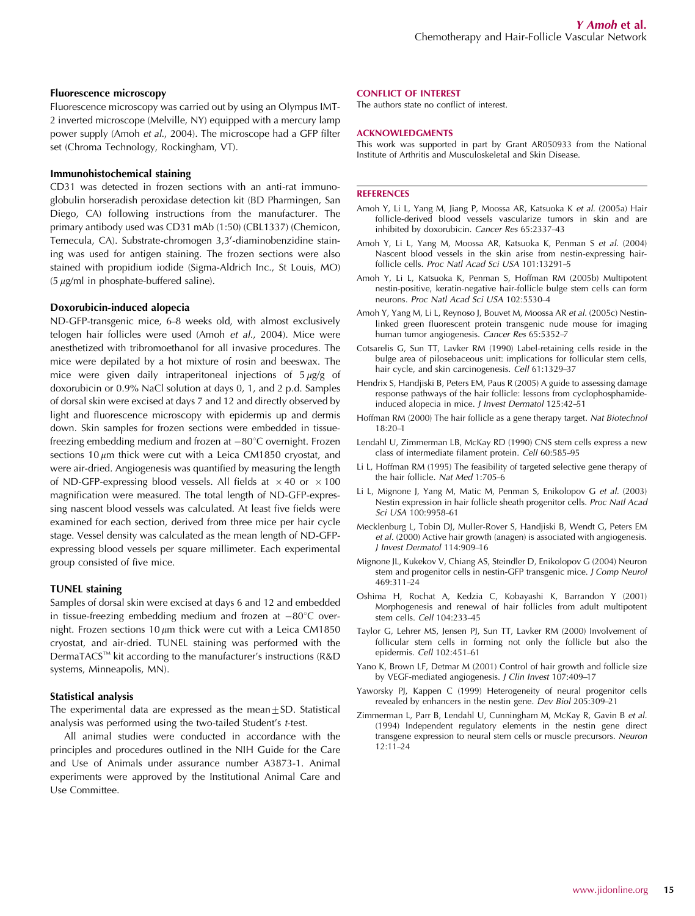### Fluorescence microscopy

Fluorescence microscopy was carried out by using an Olympus IMT-2 inverted microscope (Melville, NY) equipped with a mercury lamp power supply (Amoh *et al.*, 2004). The microscope had a GFP filter set (Chroma Technology, Rockingham, VT).

### Immunohistochemical staining

CD31 was detected in frozen sections with an anti-rat immunoglobulin horseradish peroxidase detection kit (BD Pharmingen, San Diego, CA) following instructions from the manufacturer. The primary antibody used was CD31 mAb (1:50) (CBL1337) (Chemicon, Temecula, CA). Substrate-chromogen 3,3′-diaminobenzidine staining was used for antigen staining. The frozen sections were also stained with propidium iodide (Sigma-Aldrich Inc., St Louis, MO) (5 $\mu$g/ml in phosphate-buffered saline).

### Doxorubicin-induced alopecia

ND-GFP-transgenic mice, 6–8 weeks old, with almost exclusively telogen hair follicles were used (Amoh *et al.*, 2004). Mice were anesthetized with tribromoethanol for all invasive procedures. The mice were depilated by a hot mixture of rosin and beeswax. The mice were given daily intraperitoneal injections of 5 $\mu$g/g of doxorubicin or 0.9% NaCl solution at days 0, 1, and 2 p.d. Samples of dorsal skin were excised at days 7 and 12 and directly observed by light and fluorescence microscopy with epidermis up and dermis down. Skin samples for frozen sections were embedded in tissue-freezing embedding medium and frozen at $-80^{\circ}$C overnight. Frozen sections 10 $\mu$m thick were cut with a Leica CM1850 cryostat, and were air-dried. Angiogenesis was quantified by measuring the length of ND-GFP-expressing blood vessels. All fields at $\times 40$ or $\times 100$ magnification were measured. The total length of ND-GFP-expressing nascent blood vessels was calculated. At least five fields were examined for each section, derived from three mice per hair cycle stage. Vessel density was calculated as the mean length of ND-GFP-expressing blood vessels per square millimeter. Each experimental group consisted of five mice.

### TUNEL staining

Samples of dorsal skin were excised at days 6 and 12 and embedded in tissue-freezing embedding medium and frozen at $-80^{\circ}$C overnight. Frozen sections 10 $\mu$m thick were cut with a Leica CM1850 cryostat, and air-dried. TUNEL staining was performed with the DermaTACS™ kit according to the manufacturer's instructions (R&D systems, Minneapolis, MN).

### Statistical analysis

The experimental data are expressed as the mean $\pm$ SD. Statistical analysis was performed using the two-tailed Student's *t*-test.

All animal studies were conducted in accordance with the principles and procedures outlined in the NIH Guide for the Care and Use of Animals under assurance number A3873-1. Animal experiments were approved by the Institutional Animal Care and Use Committee.

## CONFLICT OF INTEREST

The authors state no conflict of interest.

## ACKNOWLEDGMENTS

This work was supported in part by Grant AR050933 from the National Institute of Arthritis and Musculoskeletal and Skin Disease.

## REFERENCES

Amoh Y, Li L, Yang M, Jiang P, Moossa AR, Katsuoka K *et al.* (2005a) Hair follicle-derived blood vessels vascularize tumors in skin and are inhibited by doxorubicin. *Cancer Res* 65:2337–43

Amoh Y, Li L, Yang M, Moossa AR, Katsuoka K, Penman S *et al.* (2004) Nascent blood vessels in the skin arise from nestin-expressing hair-follicle cells. *Proc Natl Acad Sci USA* 101:13291–5

Amoh Y, Li L, Katsuoka K, Penman S, Hoffman RM (2005b) Multipotent nestin-positive, keratin-negative hair-follicle bulge stem cells can form neurons. *Proc Natl Acad Sci USA* 102:5530–4

Amoh Y, Yang M, Li L, Reynoso J, Bouvet M, Moossa AR *et al.* (2005c) Nestin-linked green fluorescent protein transgenic nude mouse for imaging human tumor angiogenesis. *Cancer Res* 65:5352–7

Cotsarelis G, Sun TT, Lavker RM (1990) Label-retaining cells reside in the bulge area of pilosebaceous unit: implications for follicular stem cells, hair cycle, and skin carcinogenesis. *Cell* 61:1329–37

Hendrix S, Handjiski B, Peters EM, Paus R (2005) A guide to assessing damage response pathways of the hair follicle: lessons from cyclophosphamide-induced alopecia in mice. *J Invest Dermatol* 125:42–51

Hoffman RM (2000) The hair follicle as a gene therapy target. *Nat Biotechnol* 18:20–1

Lendahl U, Zimmerman LB, McKay RD (1990) CNS stem cells express a new class of intermediate filament protein. *Cell* 60:585–95

Li L, Hoffman RM (1995) The feasibility of targeted selective gene therapy of the hair follicle. *Nat Med* 1:705–6

Li L, Mignone J, Yang M, Matic M, Penman S, Enikolopov G *et al.* (2003) Nestin expression in hair follicle sheath progenitor cells. *Proc Natl Acad Sci USA* 100:9958–61

Mecklenburg L, Tobin DJ, Muller-Rover S, Handjiski B, Wendt G, Peters EM *et al.* (2000) Active hair growth (anagen) is associated with angiogenesis. *J Invest Dermatol* 114:909–16

Mignone JL, Kukekov V, Chiang AS, Steindler D, Enikolopov G (2004) Neuron stem and progenitor cells in nestin-GFP transgenic mice. *J Comp Neurol* 469:311–24

Oshima H, Rochat A, Kedzia C, Kobayashi K, Barrandon Y (2001) Morphogenesis and renewal of hair follicles from adult multipotent stem cells. *Cell* 104:233–45

Taylor G, Lehrer MS, Jensen PJ, Sun TT, Lavker RM (2000) Involvement of follicular stem cells in forming not only the follicle but also the epidermis. *Cell* 102:451–61

Yano K, Brown LF, Detmar M (2001) Control of hair growth and follicle size by VEGF-mediated angiogenesis. *J Clin Invest* 107:409–17

Yaworsky PJ, Kappen C (1999) Heterogeneity of neural progenitor cells revealed by enhancers in the nestin gene. *Dev Biol* 205:309–21

Zimmerman L, Parr B, Lendahl U, Cunningham M, McKay R, Gavin B *et al.* (1994) Independent regulatory elements in the nestin gene direct transgene expression to neural stem cells or muscle precursors. *Neuron* 12:11–24